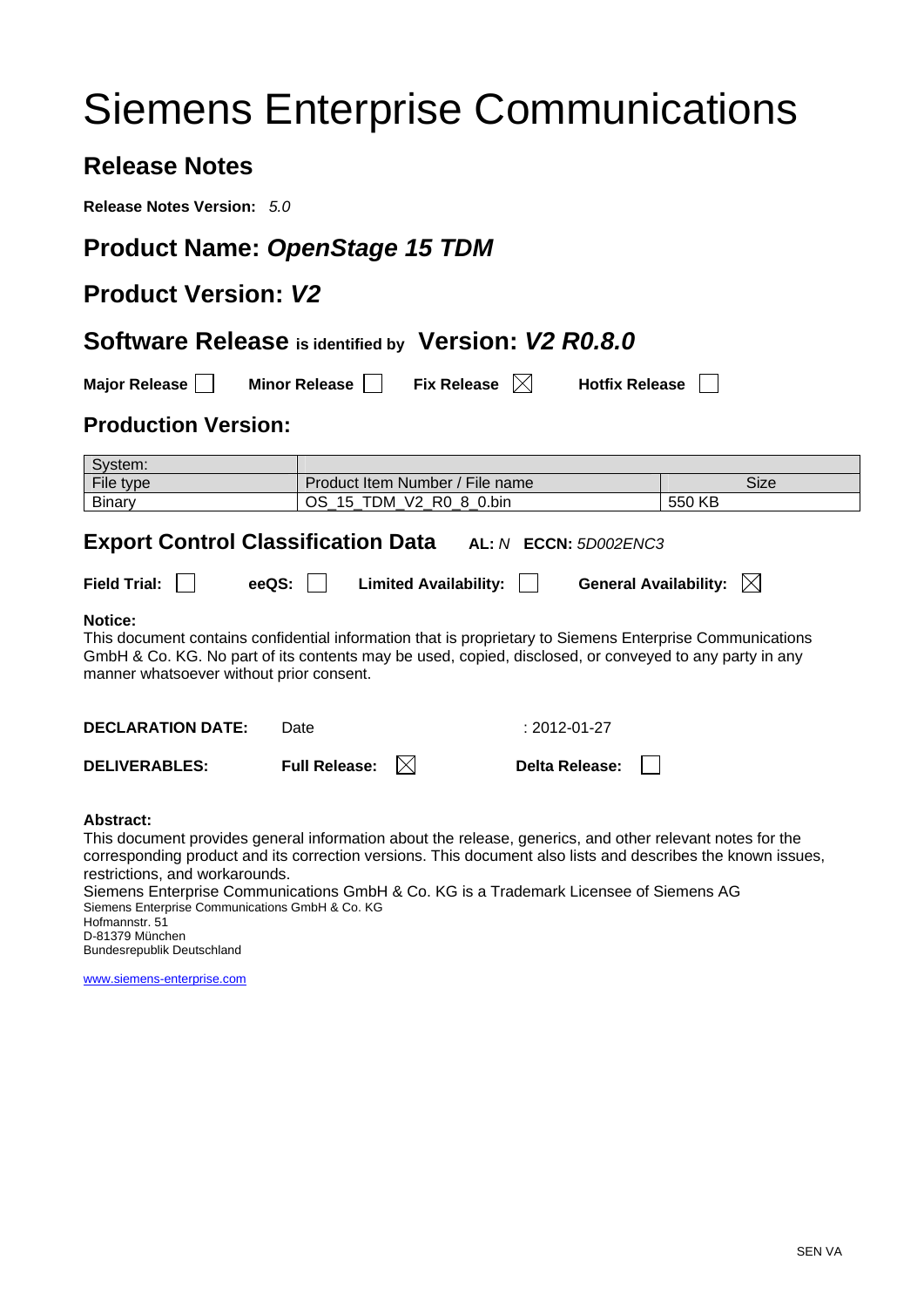# Siemens Enterprise Communications

## Release Notes

**Release Notes Version:** *5.0*

## Product Name: *OpenStage 15 TDM*

## Product Version: *V2*

## Software Release is identified by Version: *V2 R0.8.0*

**Major Release** ☐ **Minor Release** ☐ **Fix Release** ☒ **Hotfix Release** ☐

## Production Version:

| System: | | |
|---|---|---|
| File type | Product Item Number / File name | Size |
| Binary | OS_15_TDM_V2_R0_8_0.bin | 550 KB |

## Export Control Classification Data **AL:** *N* **ECCN:** *5D002ENC3*

**Field Trial:** ☐ **eeQS:** ☐ **Limited Availability:** ☐ **General Availability:** ☒

**Notice:**
This document contains confidential information that is proprietary to Siemens Enterprise Communications GmbH & Co. KG. No part of its contents may be used, copied, disclosed, or conveyed to any party in any manner whatsoever without prior consent.

**DECLARATION DATE:** Date : 2012-01-27

**DELIVERABLES:** **Full Release:** ☒ **Delta Release:** ☐

**Abstract:**
This document provides general information about the release, generics, and other relevant notes for the corresponding product and its correction versions. This document also lists and describes the known issues, restrictions, and workarounds.
Siemens Enterprise Communications GmbH & Co. KG is a Trademark Licensee of Siemens AG
Siemens Enterprise Communications GmbH & Co. KG
Hofmannstr. 51
D-81379 München
Bundesrepublik Deutschland

www.siemens-enterprise.com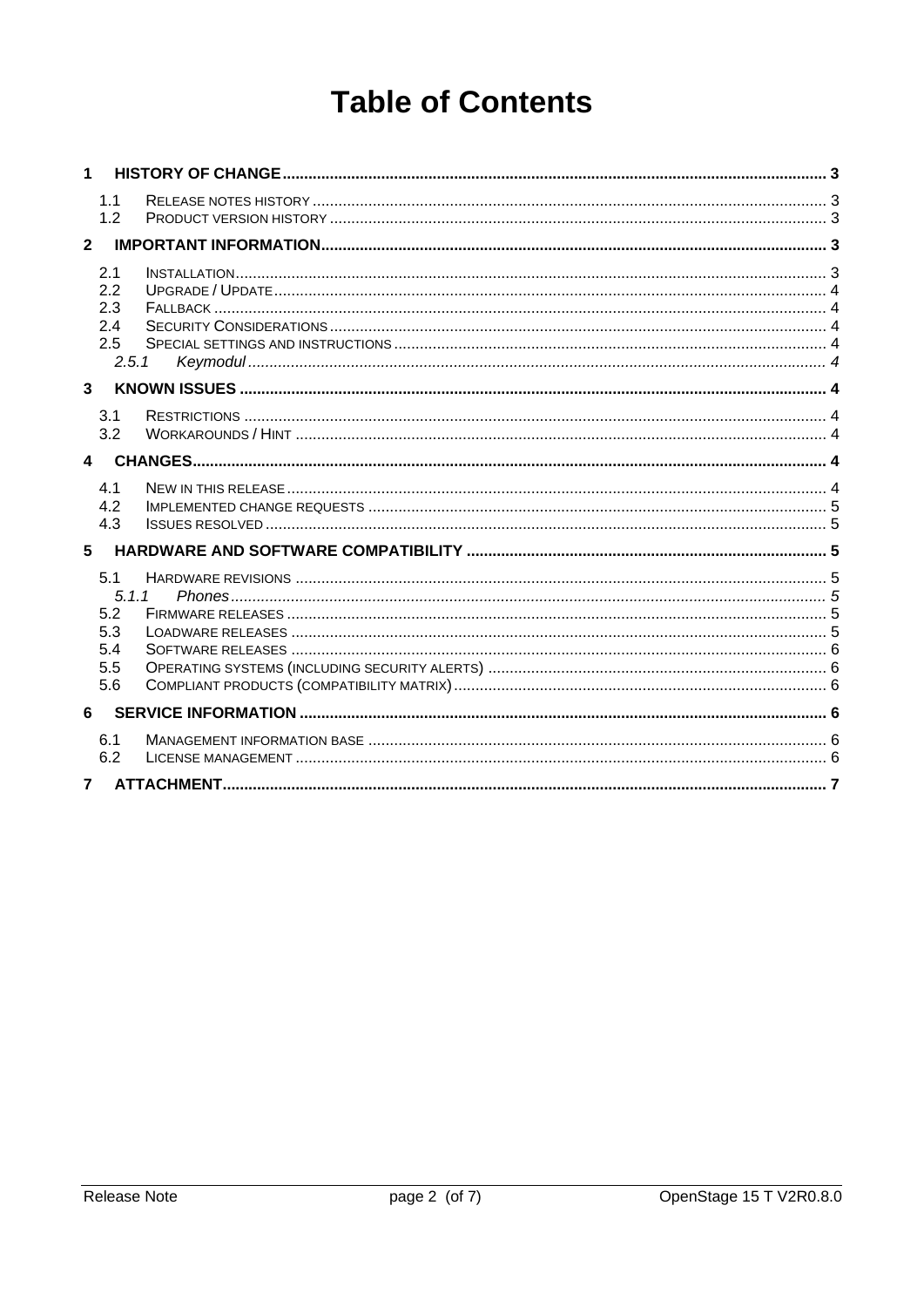# Table of Contents

**1 HISTORY OF CHANGE** ... 3

- 1.1 RELEASE NOTES HISTORY ... 3
- 1.2 PRODUCT VERSION HISTORY ... 3

**2 IMPORTANT INFORMATION** ... 3

- 2.1 INSTALLATION ... 3
- 2.2 UPGRADE / UPDATE ... 4
- 2.3 FALLBACK ... 4
- 2.4 SECURITY CONSIDERATIONS ... 4
- 2.5 SPECIAL SETTINGS AND INSTRUCTIONS ... 4
  - *2.5.1 Keymodul* ... *4*

**3 KNOWN ISSUES** ... 4

- 3.1 RESTRICTIONS ... 4
- 3.2 WORKAROUNDS / HINT ... 4

**4 CHANGES** ... 4

- 4.1 NEW IN THIS RELEASE ... 4
- 4.2 IMPLEMENTED CHANGE REQUESTS ... 5
- 4.3 ISSUES RESOLVED ... 5

**5 HARDWARE AND SOFTWARE COMPATIBILITY** ... 5

- 5.1 HARDWARE REVISIONS ... 5
  - *5.1.1 Phones* ... *5*
- 5.2 FIRMWARE RELEASES ... 5
- 5.3 LOADWARE RELEASES ... 5
- 5.4 SOFTWARE RELEASES ... 6
- 5.5 OPERATING SYSTEMS (INCLUDING SECURITY ALERTS) ... 6
- 5.6 COMPLIANT PRODUCTS (COMPATIBILITY MATRIX) ... 6

**6 SERVICE INFORMATION** ... 6

- 6.1 MANAGEMENT INFORMATION BASE ... 6
- 6.2 LICENSE MANAGEMENT ... 6

**7 ATTACHMENT** ... 7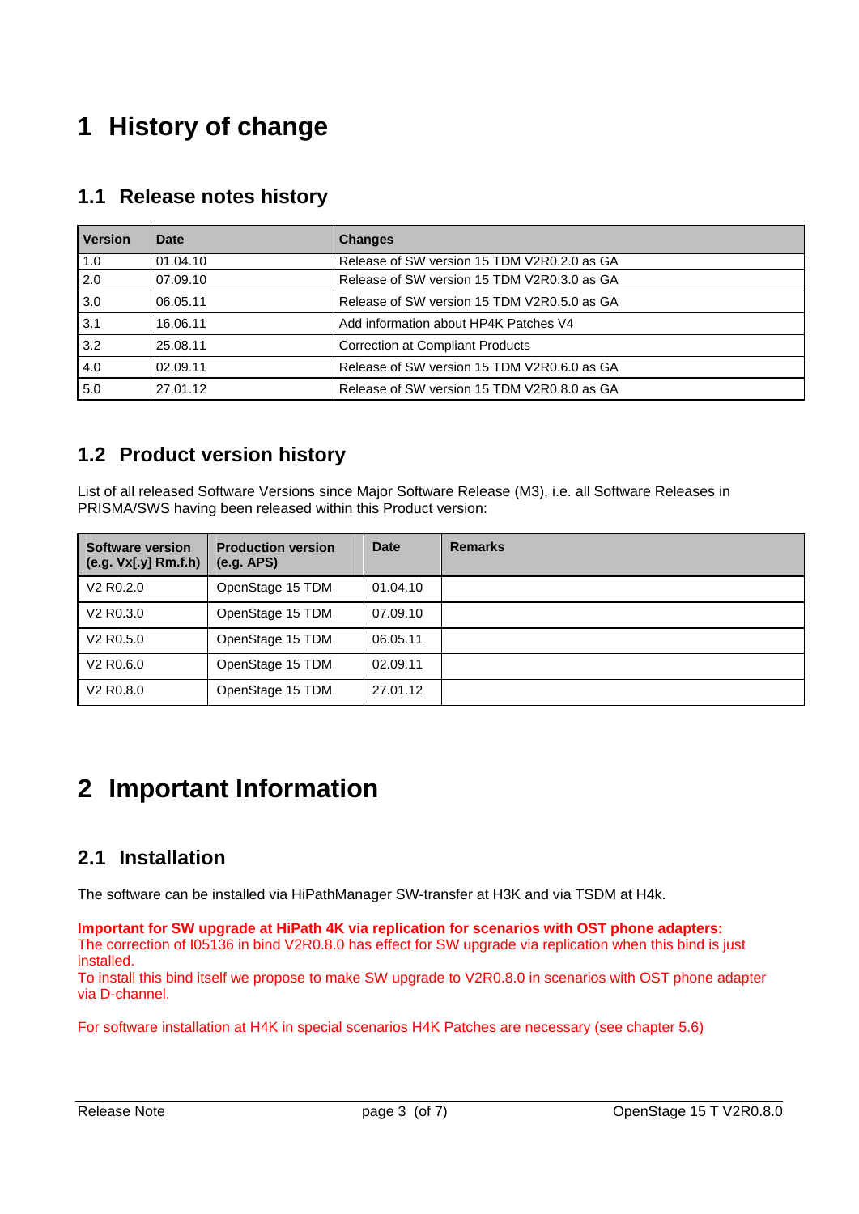# 1 History of change

## 1.1 Release notes history

| Version | Date | Changes |
|---|---|---|
| 1.0 | 01.04.10 | Release of SW version 15 TDM V2R0.2.0 as GA |
| 2.0 | 07.09.10 | Release of SW version 15 TDM V2R0.3.0 as GA |
| 3.0 | 06.05.11 | Release of SW version 15 TDM V2R0.5.0 as GA |
| 3.1 | 16.06.11 | Add information about HP4K Patches V4 |
| 3.2 | 25.08.11 | Correction at Compliant Products |
| 4.0 | 02.09.11 | Release of SW version 15 TDM V2R0.6.0 as GA |
| 5.0 | 27.01.12 | Release of SW version 15 TDM V2R0.8.0 as GA |

## 1.2 Product version history

List of all released Software Versions since Major Software Release (M3), i.e. all Software Releases in PRISMA/SWS having been released within this Product version:

| Software version (e.g. Vx[.y] Rm.f.h) | Production version (e.g. APS) | Date | Remarks |
|---|---|---|---|
| V2 R0.2.0 | OpenStage 15 TDM | 01.04.10 | |
| V2 R0.3.0 | OpenStage 15 TDM | 07.09.10 | |
| V2 R0.5.0 | OpenStage 15 TDM | 06.05.11 | |
| V2 R0.6.0 | OpenStage 15 TDM | 02.09.11 | |
| V2 R0.8.0 | OpenStage 15 TDM | 27.01.12 | |

# 2 Important Information

## 2.1 Installation

The software can be installed via HiPathManager SW-transfer at H3K and via TSDM at H4k.

**Important for SW upgrade at HiPath 4K via replication for scenarios with OST phone adapters:**
The correction of I05136 in bind V2R0.8.0 has effect for SW upgrade via replication when this bind is just installed.
To install this bind itself we propose to make SW upgrade to V2R0.8.0 in scenarios with OST phone adapter via D-channel.

For software installation at H4K in special scenarios H4K Patches are necessary (see chapter 5.6)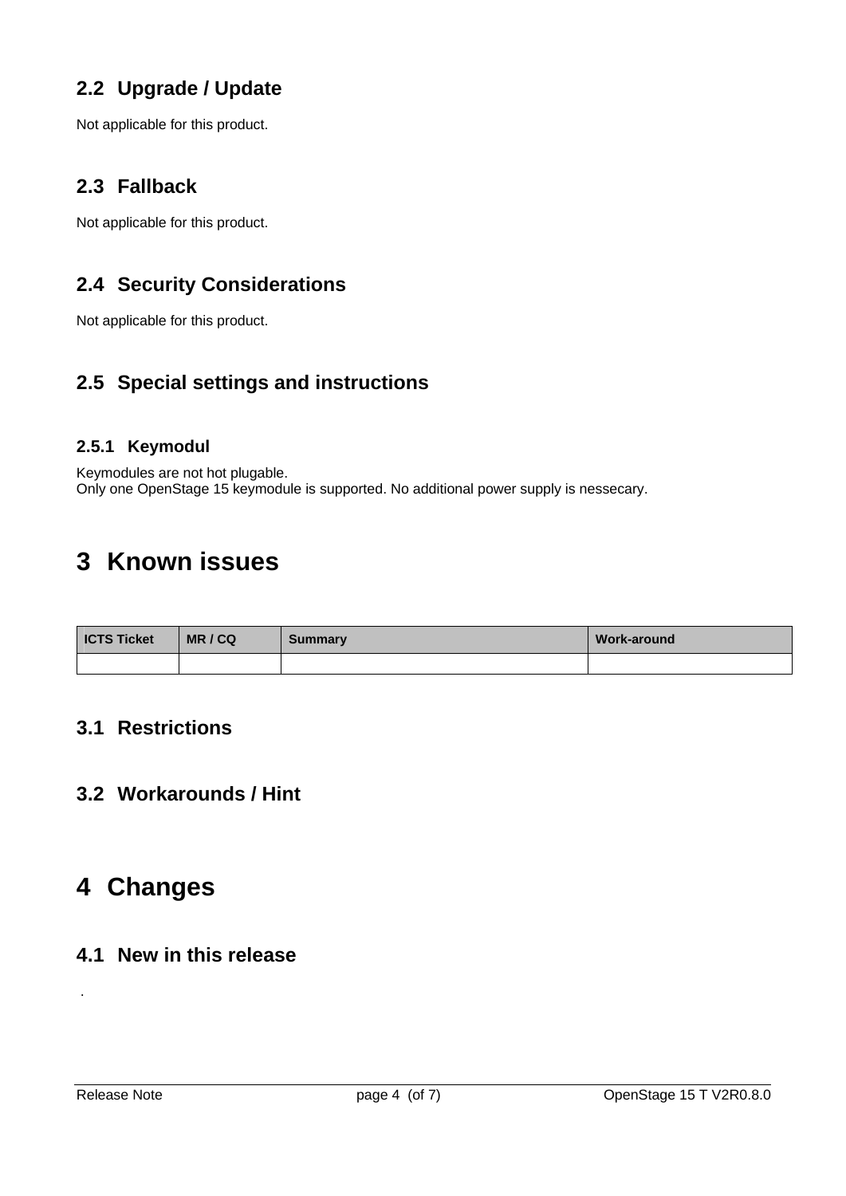## 2.2 Upgrade / Update

Not applicable for this product.

## 2.3 Fallback

Not applicable for this product.

## 2.4 Security Considerations

Not applicable for this product.

## 2.5 Special settings and instructions

### 2.5.1 Keymodul

Keymodules are not hot plugable.
Only one OpenStage 15 keymodule is supported. No additional power supply is nessecary.

# 3 Known issues

| ICTS Ticket | MR / CQ | Summary | Work-around |
|---|---|---|---|
| | | | |

## 3.1 Restrictions

## 3.2 Workarounds / Hint

# 4 Changes

## 4.1 New in this release

.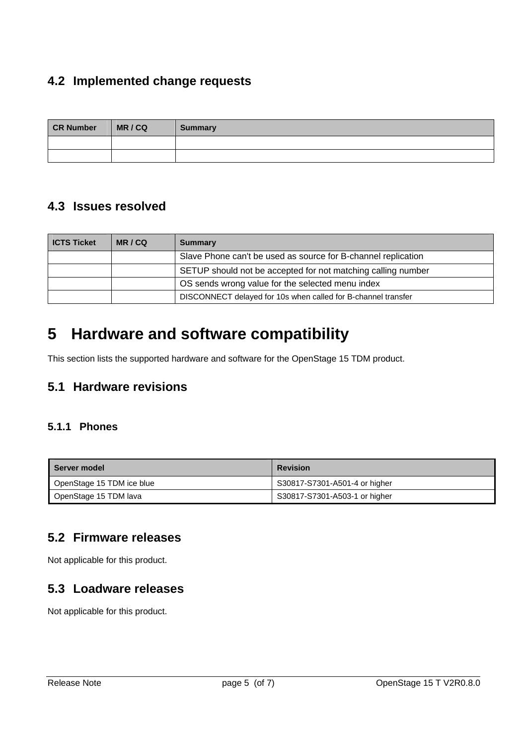## 4.2 Implemented change requests

| CR Number | MR / CQ | Summary |
|---|---|---|
| | | |
| | | |

## 4.3 Issues resolved

| ICTS Ticket | MR / CQ | Summary |
|---|---|---|
| | | Slave Phone can't be used as source for B-channel replication |
| | | SETUP should not be accepted for not matching calling number |
| | | OS sends wrong value for the selected menu index |
| | | DISCONNECT delayed for 10s when called for B-channel transfer |

# 5 Hardware and software compatibility

This section lists the supported hardware and software for the OpenStage 15 TDM product.

## 5.1 Hardware revisions

### 5.1.1 Phones

| Server model | Revision |
|---|---|
| OpenStage 15 TDM ice blue | S30817-S7301-A501-4 or higher |
| OpenStage 15 TDM lava | S30817-S7301-A503-1 or higher |

## 5.2 Firmware releases

Not applicable for this product.

## 5.3 Loadware releases

Not applicable for this product.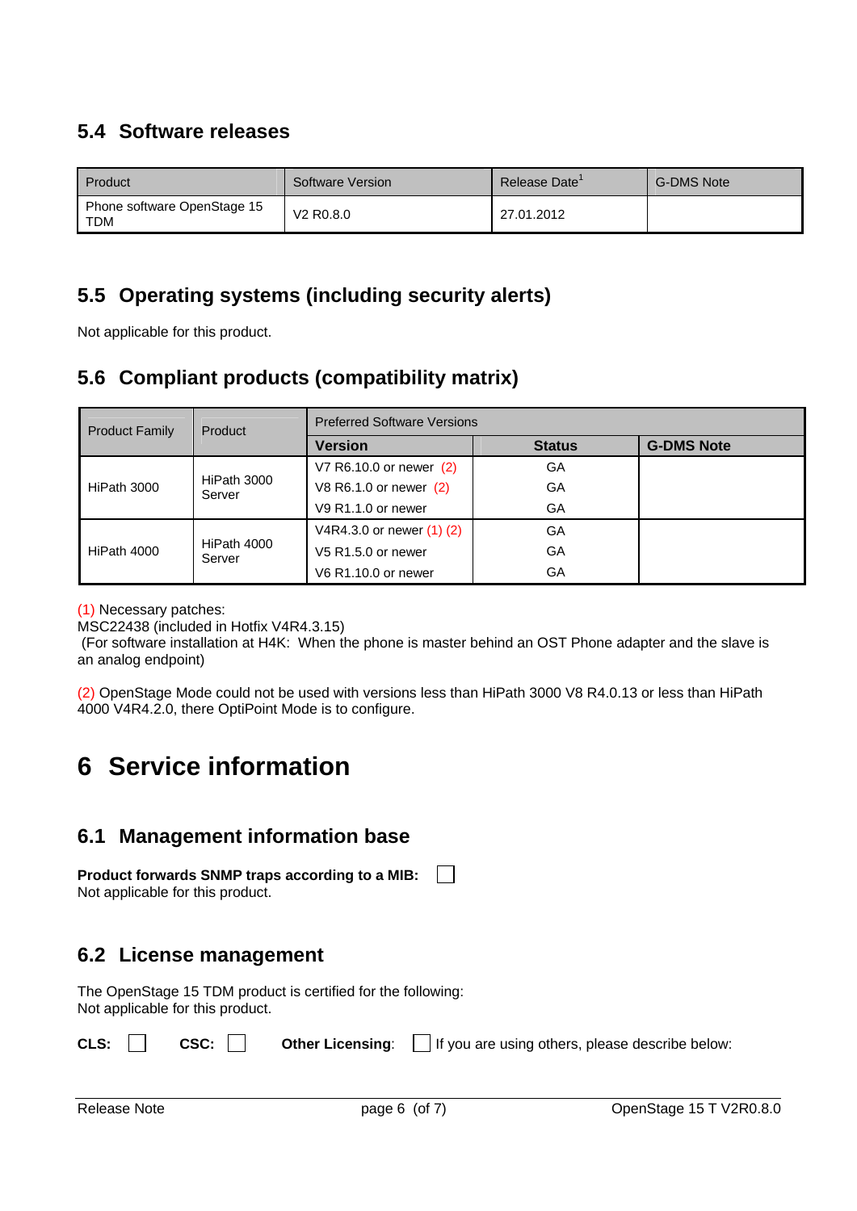## 5.4 Software releases

| Product | Software Version | Release Date[1] | G-DMS Note |
|---|---|---|---|
| Phone software OpenStage 15 TDM | V2 R0.8.0 | 27.01.2012 | |

## 5.5 Operating systems (including security alerts)

Not applicable for this product.

## 5.6 Compliant products (compatibility matrix)

| Product Family | Product | Preferred Software Versions | | |
|---|---|---|---|---|
| | | **Version** | **Status** | **G-DMS Note** |
| HiPath 3000 | HiPath 3000 Server | V7 R6.10.0 or newer (2) | GA | |
| | | V8 R6.1.0 or newer (2) | GA | |
| | | V9 R1.1.0 or newer | GA | |
| HiPath 4000 | HiPath 4000 Server | V4R4.3.0 or newer (1) (2) | GA | |
| | | V5 R1.5.0 or newer | GA | |
| | | V6 R1.10.0 or newer | GA | |

(1) Necessary patches:
MSC22438 (included in Hotfix V4R4.3.15)
(For software installation at H4K: When the phone is master behind an OST Phone adapter and the slave is an analog endpoint)

(2) OpenStage Mode could not be used with versions less than HiPath 3000 V8 R4.0.13 or less than HiPath 4000 V4R4.2.0, there OptiPoint Mode is to configure.

# 6 Service information

## 6.1 Management information base

**Product forwards SNMP traps according to a MIB:** ☐
Not applicable for this product.

## 6.2 License management

The OpenStage 15 TDM product is certified for the following:
Not applicable for this product.

**CLS:** ☐ **CSC:** ☐ **Other Licensing**: ☐ If you are using others, please describe below: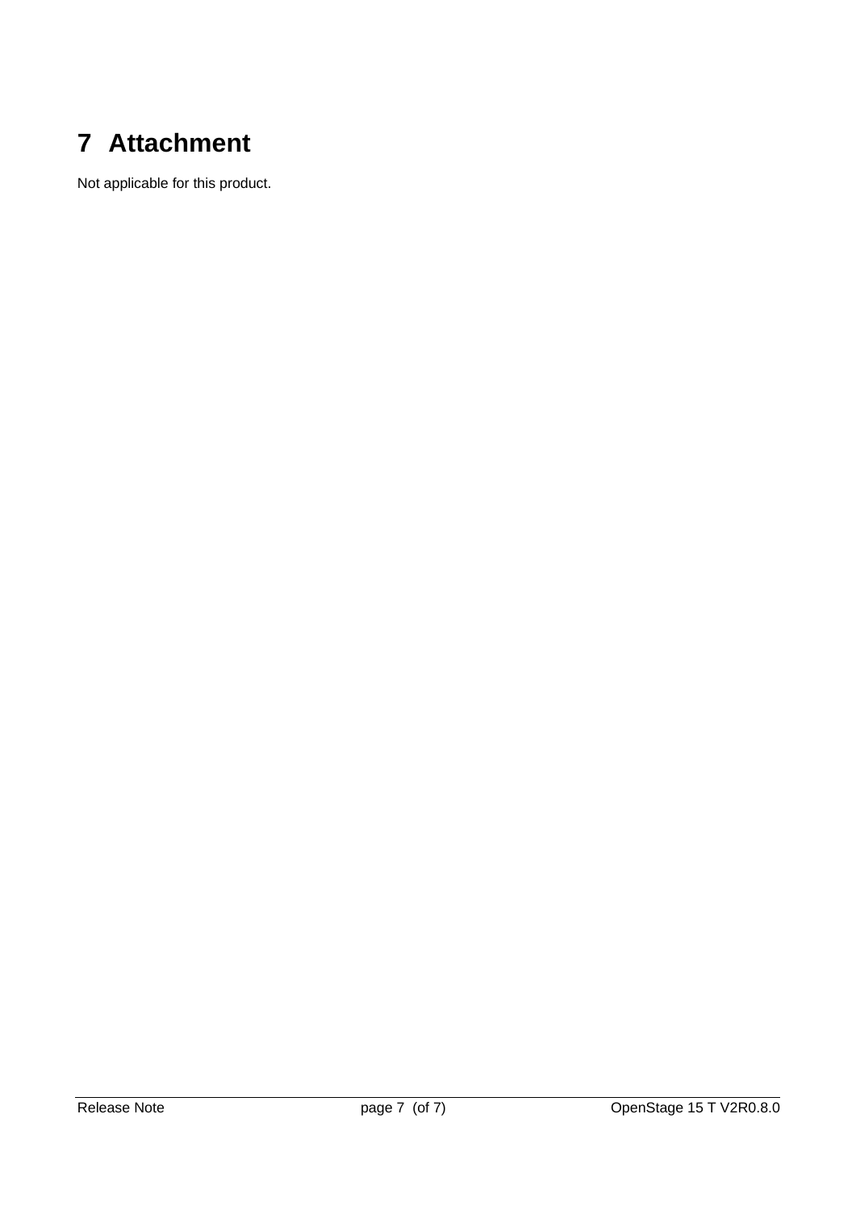# 7 Attachment

Not applicable for this product.